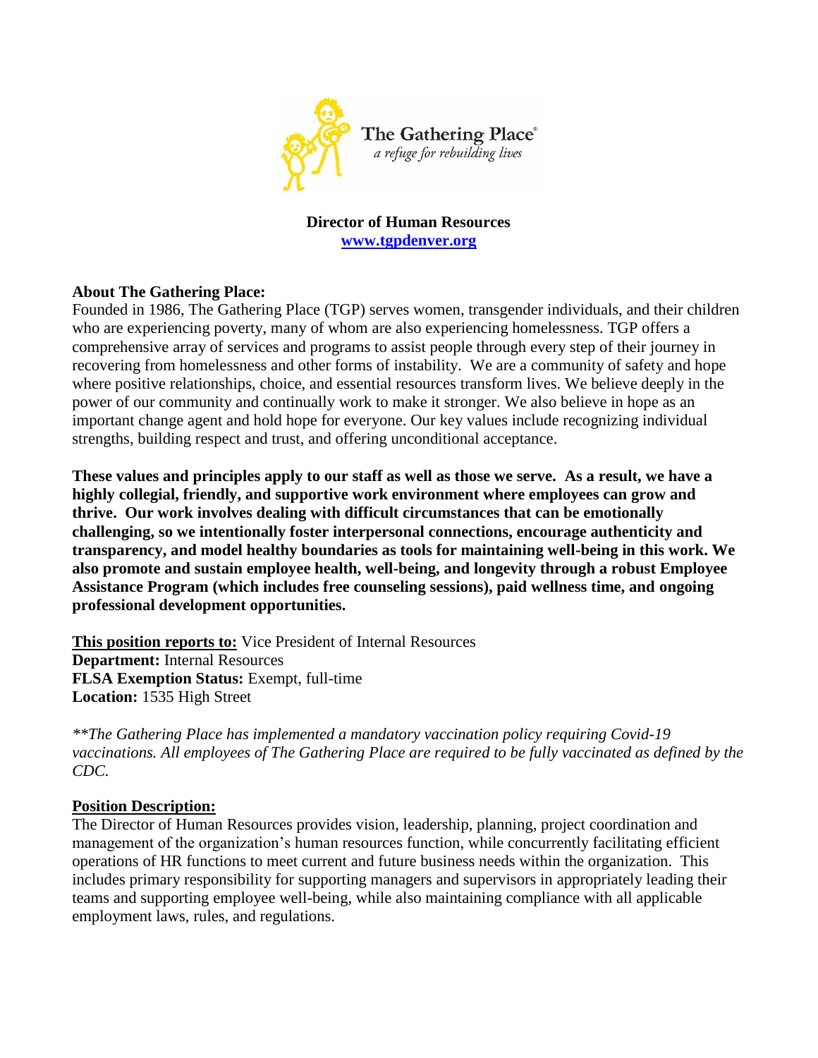The Gathering Place®
*a refuge for rebuilding lives*

**Director of Human Resources**
**[www.tgpdenver.org](http://www.tgpdenver.org)**

**About The Gathering Place:**
Founded in 1986, The Gathering Place (TGP) serves women, transgender individuals, and their children who are experiencing poverty, many of whom are also experiencing homelessness. TGP offers a comprehensive array of services and programs to assist people through every step of their journey in recovering from homelessness and other forms of instability. We are a community of safety and hope where positive relationships, choice, and essential resources transform lives. We believe deeply in the power of our community and continually work to make it stronger. We also believe in hope as an important change agent and hold hope for everyone. Our key values include recognizing individual strengths, building respect and trust, and offering unconditional acceptance.

**These values and principles apply to our staff as well as those we serve. As a result, we have a highly collegial, friendly, and supportive work environment where employees can grow and thrive. Our work involves dealing with difficult circumstances that can be emotionally challenging, so we intentionally foster interpersonal connections, encourage authenticity and transparency, and model healthy boundaries as tools for maintaining well-being in this work. We also promote and sustain employee health, well-being, and longevity through a robust Employee Assistance Program (which includes free counseling sessions), paid wellness time, and ongoing professional development opportunities.**

**This position reports to:** Vice President of Internal Resources
**Department:** Internal Resources
**FLSA Exemption Status:** Exempt, full-time
**Location:** 1535 High Street

*\*\*The Gathering Place has implemented a mandatory vaccination policy requiring Covid-19 vaccinations. All employees of The Gathering Place are required to be fully vaccinated as defined by the CDC.*

**Position Description:**
The Director of Human Resources provides vision, leadership, planning, project coordination and management of the organization's human resources function, while concurrently facilitating efficient operations of HR functions to meet current and future business needs within the organization. This includes primary responsibility for supporting managers and supervisors in appropriately leading their teams and supporting employee well-being, while also maintaining compliance with all applicable employment laws, rules, and regulations.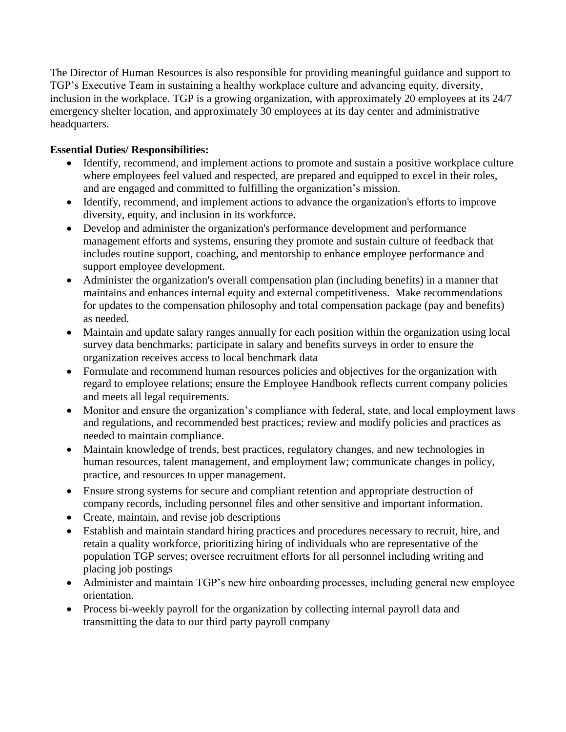The Director of Human Resources is also responsible for providing meaningful guidance and support to TGP's Executive Team in sustaining a healthy workplace culture and advancing equity, diversity, inclusion in the workplace. TGP is a growing organization, with approximately 20 employees at its 24/7 emergency shelter location, and approximately 30 employees at its day center and administrative headquarters.

**Essential Duties/ Responsibilities:**

- Identify, recommend, and implement actions to promote and sustain a positive workplace culture where employees feel valued and respected, are prepared and equipped to excel in their roles, and are engaged and committed to fulfilling the organization's mission.
- Identify, recommend, and implement actions to advance the organization's efforts to improve diversity, equity, and inclusion in its workforce.
- Develop and administer the organization's performance development and performance management efforts and systems, ensuring they promote and sustain culture of feedback that includes routine support, coaching, and mentorship to enhance employee performance and support employee development.
- Administer the organization's overall compensation plan (including benefits) in a manner that maintains and enhances internal equity and external competitiveness. Make recommendations for updates to the compensation philosophy and total compensation package (pay and benefits) as needed.
- Maintain and update salary ranges annually for each position within the organization using local survey data benchmarks; participate in salary and benefits surveys in order to ensure the organization receives access to local benchmark data
- Formulate and recommend human resources policies and objectives for the organization with regard to employee relations; ensure the Employee Handbook reflects current company policies and meets all legal requirements.
- Monitor and ensure the organization's compliance with federal, state, and local employment laws and regulations, and recommended best practices; review and modify policies and practices as needed to maintain compliance.
- Maintain knowledge of trends, best practices, regulatory changes, and new technologies in human resources, talent management, and employment law; communicate changes in policy, practice, and resources to upper management.
- Ensure strong systems for secure and compliant retention and appropriate destruction of company records, including personnel files and other sensitive and important information.
- Create, maintain, and revise job descriptions
- Establish and maintain standard hiring practices and procedures necessary to recruit, hire, and retain a quality workforce, prioritizing hiring of individuals who are representative of the population TGP serves; oversee recruitment efforts for all personnel including writing and placing job postings
- Administer and maintain TGP's new hire onboarding processes, including general new employee orientation.
- Process bi-weekly payroll for the organization by collecting internal payroll data and transmitting the data to our third party payroll company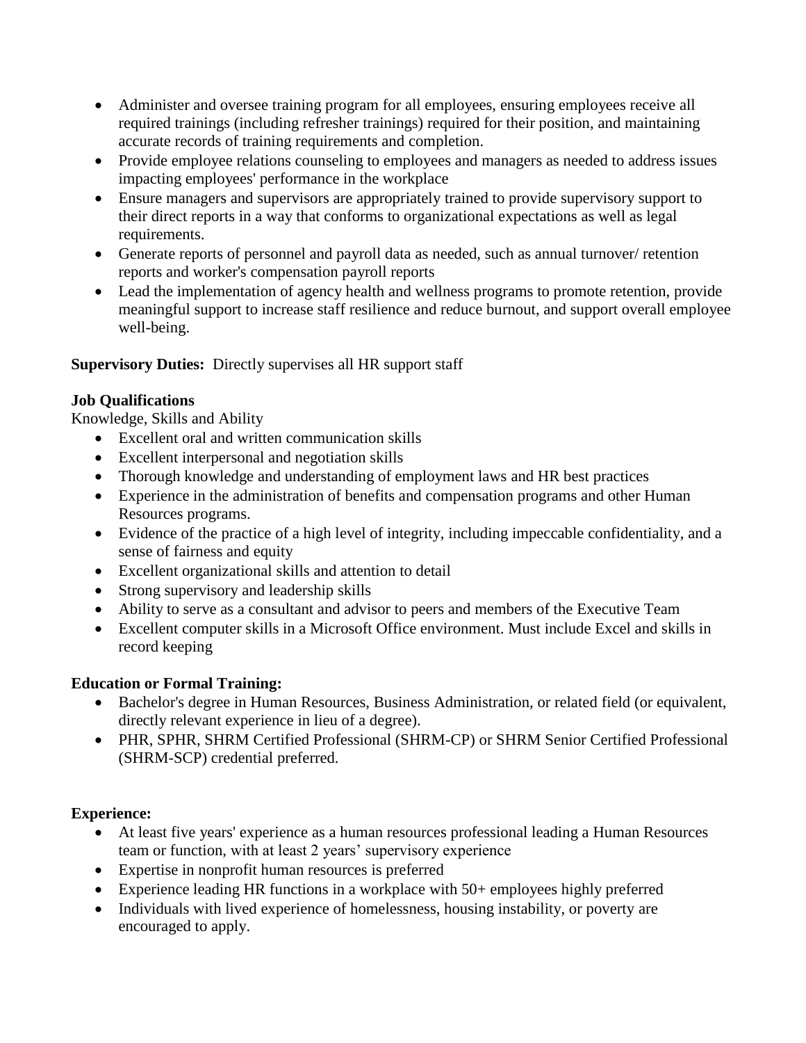- Administer and oversee training program for all employees, ensuring employees receive all required trainings (including refresher trainings) required for their position, and maintaining accurate records of training requirements and completion.
- Provide employee relations counseling to employees and managers as needed to address issues impacting employees' performance in the workplace
- Ensure managers and supervisors are appropriately trained to provide supervisory support to their direct reports in a way that conforms to organizational expectations as well legal requirements.
- Generate reports of personnel and payroll data as needed, such as annual turnover/ retention reports and worker's compensation payroll reports
- Lead the implementation of agency health and wellness programs to promote retention, provide meaningful support to increase staff resilience and reduce burnout, and support overall employee well-being.

**Supervisory Duties:** Directly supervises all HR support staff

**Job Qualifications**

Knowledge, Skills and Ability

- Excellent oral and written communication skills
- Excellent interpersonal and negotiation skills
- Thorough knowledge and understanding of employment laws and HR best practices
- Experience in the administration of benefits and compensation programs and other Human Resources programs.
- Evidence of the practice of a high level of integrity, including impeccable confidentiality, and a sense of fairness and equity
- Excellent organizational skills and attention to detail
- Strong supervisory and leadership skills
- Ability to serve as a consultant and advisor to peers and members of the Executive Team
- Excellent computer skills in a Microsoft Office environment. Must include Excel and skills in record keeping

**Education or Formal Training:**

- Bachelor's degree in Human Resources, Business Administration, or related field (or equivalent, directly relevant experience in lieu of a degree).
- PHR, SPHR, SHRM Certified Professional (SHRM-CP) or SHRM Senior Certified Professional (SHRM-SCP) credential preferred.

**Experience:**

- At least five years' experience as a human resources professional leading a Human Resources team or function, with at least 2 years' supervisory experience
- Expertise in nonprofit human resources is preferred
- Experience leading HR functions in a workplace with 50+ employees highly preferred
- Individuals with lived experience of homelessness, housing instability, or poverty are encouraged to apply.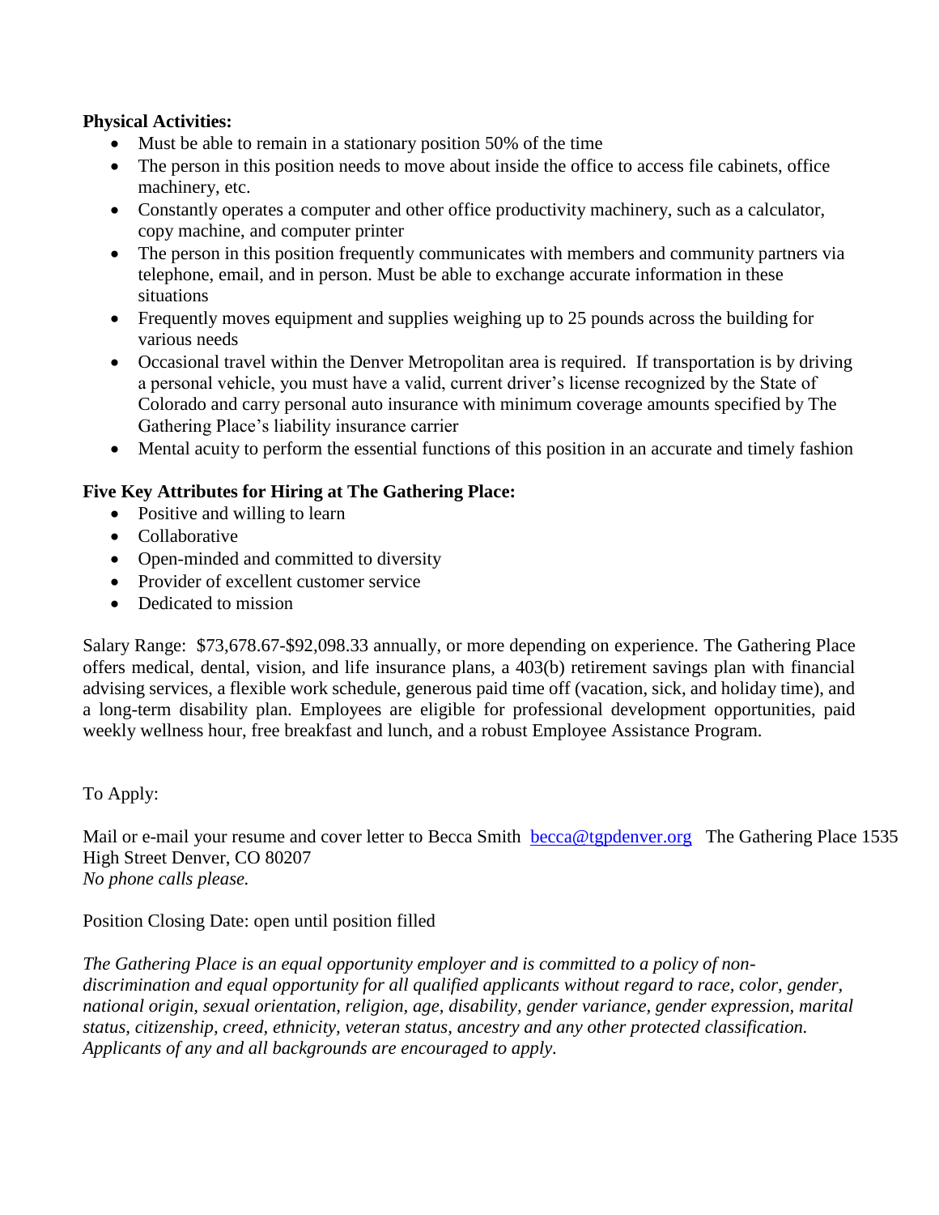**Physical Activities:**

- Must be able to remain in a stationary position 50% of the time
- The person in this position needs to move about inside the office to access file cabinets, office machinery, etc.
- Constantly operates a computer and other office productivity machinery, such as a calculator, copy machine, and computer printer
- The person in this position frequently communicates with members and community partners via telephone, email, and in person. Must be able to exchange accurate information in these situations
- Frequently moves equipment and supplies weighing up to 25 pounds across the building for various needs
- Occasional travel within the Denver Metropolitan area is required. If transportation is by driving a personal vehicle, you must have a valid, current driver's license recognized by the State of Colorado and carry personal auto insurance with minimum coverage amounts specified by The Gathering Place's liability insurance carrier
- Mental acuity to perform the essential functions of this position in an accurate and timely fashion

**Five Key Attributes for Hiring at The Gathering Place:**

- Positive and willing to learn
- Collaborative
- Open-minded and committed to diversity
- Provider of excellent customer service
- Dedicated to mission

Salary Range: $73,678.67-$92,098.33 annually, or more depending on experience. The Gathering Place offers medical, dental, vision, and life insurance plans, a 403(b) retirement savings plan with financial advising services, a flexible work schedule, generous paid time off (vacation, sick, and holiday time), and a long-term disability plan. Employees are eligible for professional development opportunities, paid weekly wellness hour, free breakfast and lunch, and a robust Employee Assistance Program.

To Apply:

Mail or e-mail your resume and cover letter to Becca Smith [becca@tgpdenver.org](mailto:becca@tgpdenver.org) The Gathering Place 1535 High Street Denver, CO 80207
*No phone calls please.*

Position Closing Date: open until position filled

*The Gathering Place is an equal opportunity employer and is committed to a policy of non-discrimination and equal opportunity for all qualified applicants without regard to race, color, gender, national origin, sexual orientation, religion, age, disability, gender variance, gender expression, marital status, citizenship, creed, ethnicity, veteran status, ancestry and any other protected classification. Applicants of any and all backgrounds are encouraged to apply.*